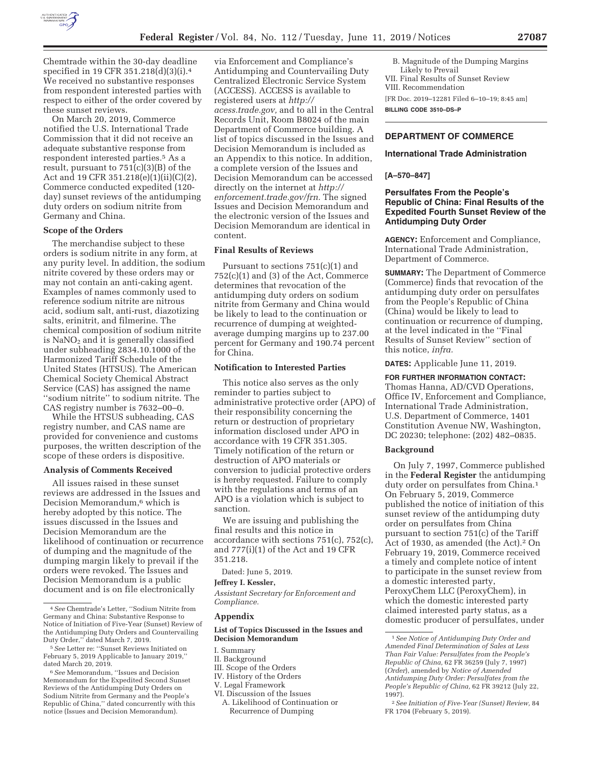Chemtrade within the 30-day deadline specified in 19 CFR 351.218(d)(3)(i).[4] We received no substantive responses from respondent interested parties with respect to either of the order covered by these sunset reviews.

On March 20, 2019, Commerce notified the U.S. International Trade Commission that it did not receive an adequate substantive response from respondent interested parties.[5] As a result, pursuant to 751(c)(3)(B) of the Act and 19 CFR 351.218(e)(1)(ii)(C)(2), Commerce conducted expedited (120-day) sunset reviews of the antidumping duty orders on sodium nitrite from Germany and China.

### Scope of the Orders

The merchandise subject to these orders is sodium nitrite in any form, at any purity level. In addition, the sodium nitrite covered by these orders may or may not contain an anti-caking agent. Examples of names commonly used to reference sodium nitrite are nitrous acid, sodium salt, anti-rust, diazotizing salts, erinitrit, and filmerine. The chemical composition of sodium nitrite is $NaNO_2$ and it is generally classified under subheading 2834.10.1000 of the Harmonized Tariff Schedule of the United States (HTSUS). The American Chemical Society Chemical Abstract Service (CAS) has assigned the name "sodium nitrite" to sodium nitrite. The CAS registry number is 7632–00–0.

While the HTSUS subheading, CAS registry number, and CAS name are provided for convenience and customs purposes, the written description of the scope of these orders is dispositive.

### Analysis of Comments Received

All issues raised in these sunset reviews are addressed in the Issues and Decision Memorandum,[6] which is hereby adopted by this notice. The issues discussed in the Issues and Decision Memorandum are the likelihood of continuation or recurrence of dumping and the magnitude of the dumping margin likely to prevail if the orders were revoked. The Issues and Decision Memorandum is a public document and is on file electronically via Enforcement and Compliance's Antidumping and Countervailing Duty Centralized Electronic Service System (ACCESS). ACCESS is available to registered users at *http://acess.trade.gov,* and to all in the Central Records Unit, Room B8024 of the main Department of Commerce building. A list of topics discussed in the Issues and Decision Memorandum is included as an Appendix to this notice. In addition, a complete version of the Issues and Decision Memorandum can be accessed directly on the internet at *http://enforcement.trade.gov/frn.* The signed Issues and Decision Memorandum and the electronic version of the Issues and Decision Memorandum are identical in content.

### Final Results of Reviews

Pursuant to sections 751(c)(1) and 752(c)(1) and (3) of the Act, Commerce determines that revocation of the antidumping duty orders on sodium nitrite from Germany and China would be likely to lead to the continuation or recurrence of dumping at weighted-average dumping margins up to 237.00 percent for Germany and 190.74 percent for China.

### Notification to Interested Parties

This notice also serves as the only reminder to parties subject to administrative protective order (APO) of their responsibility concerning the return or destruction of proprietary information disclosed under APO in accordance with 19 CFR 351.305. Timely notification of the return or destruction of APO materials or conversion to judicial protective orders is hereby requested. Failure to comply with the regulations and terms of an APO is a violation which is subject to sanction.

We are issuing and publishing the final results and this notice in accordance with sections 751(c), 752(c), and 777(i)(1) of the Act and 19 CFR 351.218.

Dated: June 5, 2019.

**Jeffrey I. Kessler,**

*Assistant Secretary for Enforcement and Compliance.*

### Appendix

#### List of Topics Discussed in the Issues and Decision Memorandum

I. Summary
II. Background
III. Scope of the Orders
IV. History of the Orders
V. Legal Framework
VI. Discussion of the Issues
  A. Likelihood of Continuation or Recurrence of Dumping
  B. Magnitude of the Dumping Margins Likely to Prevail
VII. Final Results of Sunset Review
VIII. Recommendation

[FR Doc. 2019–12281 Filed 6–10–19; 8:45 am]

**BILLING CODE 3510–DS–P**

[4] *See* Chemtrade's Letter, "Sodium Nitrite from Germany and China: Substantive Response to Notice of Initiation of Five-Year (Sunset) Review of the Antidumping Duty Orders and Countervailing Duty Order," dated March 7, 2019.

[5] *See* Letter re: "Sunset Reviews Initiated on February 5, 2019 Applicable to January 2019," dated March 20, 2019.

[6] *See* Memorandum, "Issues and Decision Memorandum for the Expedited Second Sunset Reviews of the Antidumping Duty Orders on Sodium Nitrite from Germany and the People's Republic of China," dated concurrently with this notice (Issues and Decision Memorandum).

---

## DEPARTMENT OF COMMERCE

### International Trade Administration

**[A–570–847]**

### Persulfates From the People's Republic of China: Final Results of the Expedited Fourth Sunset Review of the Antidumping Duty Order

**AGENCY:** Enforcement and Compliance, International Trade Administration, Department of Commerce.

**SUMMARY:** The Department of Commerce (Commerce) finds that revocation of the antidumping duty order on persulfates from the People's Republic of China (China) would be likely to lead to continuation or recurrence of dumping, at the level indicated in the "Final Results of Sunset Review" section of this notice, *infra.*

**DATES:** Applicable June 11, 2019.

**FOR FURTHER INFORMATION CONTACT:** Thomas Hanna, AD/CVD Operations, Office IV, Enforcement and Compliance, International Trade Administration, U.S. Department of Commerce, 1401 Constitution Avenue NW, Washington, DC 20230; telephone: (202) 482–0835.

### Background

On July 7, 1997, Commerce published in the **Federal Register** the antidumping duty order on persulfates from China.[1] On February 5, 2019, Commerce published the notice of initiation of this sunset review of the antidumping duty order on persulfates from China pursuant to section 751(c) of the Tariff Act of 1930, as amended (the Act).[2] On February 19, 2019, Commerce received a timely and complete notice of intent to participate in the sunset review from a domestic interested party, PeroxyChem LLC (PeroxyChem), in which the domestic interested party claimed interested party status, as a domestic producer of persulfates, under

[1] *See Notice of Antidumping Duty Order and Amended Final Determination of Sales at Less Than Fair Value: Persulfates from the People's Republic of China,* 62 FR 36259 (July 7, 1997) (*Order*), amended by *Notice of Amended Antidumping Duty Order: Persulfates from the People's Republic of China,* 62 FR 39212 (July 22, 1997).

[2] *See Initiation of Five-Year (Sunset) Review,* 84 FR 1704 (February 5, 2019).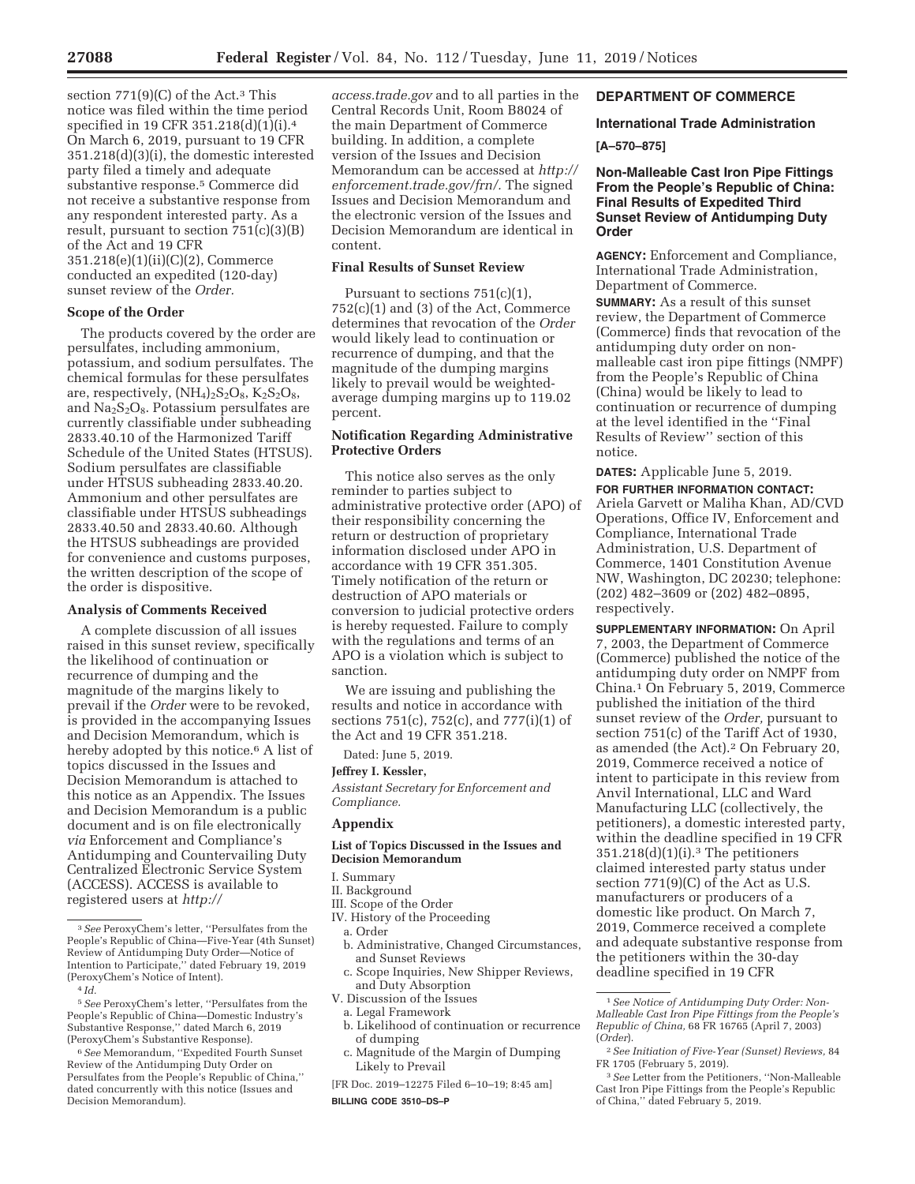section 771(9)(C) of the Act.[3] This notice was filed within the time period specified in 19 CFR 351.218(d)(1)(i).[4] On March 6, 2019, pursuant to 19 CFR 351.218(d)(3)(i), the domestic interested party filed a timely and adequate substantive response.[5] Commerce did not receive a substantive response from any respondent interested party. As a result, pursuant to section 751(c)(3)(B) of the Act and 19 CFR 351.218(e)(1)(ii)(C)(2), Commerce conducted an expedited (120-day) sunset review of the *Order.*

### Scope of the Order

The products covered by the order are persulfates, including ammonium, potassium, and sodium persulfates. The chemical formulas for these persulfates are, respectively, $(NH_4)_2S_2O_8$, $K_2S_2O_8$, and $Na_2S_2O_8$. Potassium persulfates are currently classifiable under subheading 2833.40.10 of the Harmonized Tariff Schedule of the United States (HTSUS). Sodium persulfates are classifiable under HTSUS subheading 2833.40.20. Ammonium and other persulfates are classifiable under HTSUS subheadings 2833.40.50 and 2833.40.60. Although the HTSUS subheadings are provided for convenience and customs purposes, the written description of the scope of the order is dispositive.

### Analysis of Comments Received

A complete discussion of all issues raised in this sunset review, specifically the likelihood of continuation or recurrence of dumping and the magnitude of the margins likely to prevail if the *Order* were to be revoked, is provided in the accompanying Issues and Decision Memorandum, which is hereby adopted by this notice.[6] A list of topics discussed in the Issues and Decision Memorandum is attached to this notice as an Appendix. The Issues and Decision Memorandum is a public document and is on file electronically *via* Enforcement and Compliance's Antidumping and Countervailing Duty Centralized Electronic Service System (ACCESS). ACCESS is available to registered users at *http://access.trade.gov* and to all parties in the Central Records Unit, Room B8024 of the main Department of Commerce building. In addition, a complete version of the Issues and Decision Memorandum can be accessed at *http://enforcement.trade.gov/frn/.* The signed Issues and Decision Memorandum and the electronic version of the Issues and Decision Memorandum are identical in content.

### Final Results of Sunset Review

Pursuant to sections 751(c)(1), 752(c)(1) and (3) of the Act, Commerce determines that revocation of the *Order* would likely lead to continuation or recurrence of dumping, and that the magnitude of the dumping margins likely to prevail would be weighted-average dumping margins up to 119.02 percent.

### Notification Regarding Administrative Protective Orders

This notice also serves as the only reminder to parties subject to administrative protective order (APO) of their responsibility concerning the return or destruction of proprietary information disclosed under APO in accordance with 19 CFR 351.305. Timely notification of the return or destruction of APO materials or conversion to judicial protective orders is hereby requested. Failure to comply with the regulations and terms of an APO is a violation which is subject to sanction.

We are issuing and publishing the results and notice in accordance with sections 751(c), 752(c), and 777(i)(1) of the Act and 19 CFR 351.218.

Dated: June 5, 2019.

**Jeffrey I. Kessler,**

*Assistant Secretary for Enforcement and Compliance.*

### Appendix

#### List of Topics Discussed in the Issues and Decision Memorandum

I. Summary
II. Background
III. Scope of the Order
IV. History of the Proceeding
 a. Order
 b. Administrative, Changed Circumstances, and Sunset Reviews
 c. Scope Inquiries, New Shipper Reviews, and Duty Absorption
V. Discussion of the Issues
 a. Legal Framework
 b. Likelihood of continuation or recurrence of dumping
 c. Magnitude of the Margin of Dumping Likely to Prevail

[FR Doc. 2019–12275 Filed 6–10–19; 8:45 am]

**BILLING CODE 3510–DS–P**

[3] *See* PeroxyChem's letter, "Persulfates from the People's Republic of China—Five-Year (4th Sunset) Review of Antidumping Duty Order—Notice of Intention to Participate," dated February 19, 2019 (PeroxyChem's Notice of Intent).

[4] *Id.*

[5] *See* PeroxyChem's letter, "Persulfates from the People's Republic of China—Domestic Industry's Substantive Response," dated March 6, 2019 (PeroxyChem's Substantive Response).

[6] *See* Memorandum, "Expedited Fourth Sunset Review of the Antidumping Duty Order on Persulfates from the People's Republic of China," dated concurrently with this notice (Issues and Decision Memorandum).

## DEPARTMENT OF COMMERCE

### International Trade Administration

**[A–570–875]**

### Non-Malleable Cast Iron Pipe Fittings From the People's Republic of China: Final Results of Expedited Third Sunset Review of Antidumping Duty Order

**AGENCY:** Enforcement and Compliance, International Trade Administration, Department of Commerce.

**SUMMARY:** As a result of this sunset review, the Department of Commerce (Commerce) finds that revocation of the antidumping duty order on non-malleable cast iron pipe fittings (NMPF) from the People's Republic of China (China) would be likely to lead to continuation or recurrence of dumping at the level identified in the "Final Results of Review" section of this notice.

**DATES:** Applicable June 5, 2019.

**FOR FURTHER INFORMATION CONTACT:** Ariela Garvett or Maliha Khan, AD/CVD Operations, Office IV, Enforcement and Compliance, International Trade Administration, U.S. Department of Commerce, 1401 Constitution Avenue NW, Washington, DC 20230; telephone: (202) 482–3609 or (202) 482–0895, respectively.

**SUPPLEMENTARY INFORMATION:** On April 7, 2003, the Department of Commerce (Commerce) published the notice of the antidumping duty order on NMPF from China.[1] On February 5, 2019, Commerce published the initiation of the third sunset review of the *Order,* pursuant to section 751(c) of the Tariff Act of 1930, as amended (the Act).[2] On February 20, 2019, Commerce received a notice of intent to participate in this review from Anvil International, LLC and Ward Manufacturing LLC (collectively, the petitioners), a domestic interested party, within the deadline specified in 19 CFR 351.218(d)(1)(i).[3] The petitioners claimed interested party status under section 771(9)(C) of the Act as U.S. manufacturers or producers of a domestic like product. On March 7, 2019, Commerce received a complete and adequate substantive response from the petitioners within the 30-day deadline specified in 19 CFR

[1] *See Notice of Antidumping Duty Order: Non-Malleable Cast Iron Pipe Fittings from the People's Republic of China,* 68 FR 16765 (April 7, 2003) (*Order*).

[2] *See Initiation of Five-Year (Sunset) Reviews,* 84 FR 1705 (February 5, 2019).

[3] *See* Letter from the Petitioners, "Non-Malleable Cast Iron Pipe Fittings from the People's Republic of China," dated February 5, 2019.